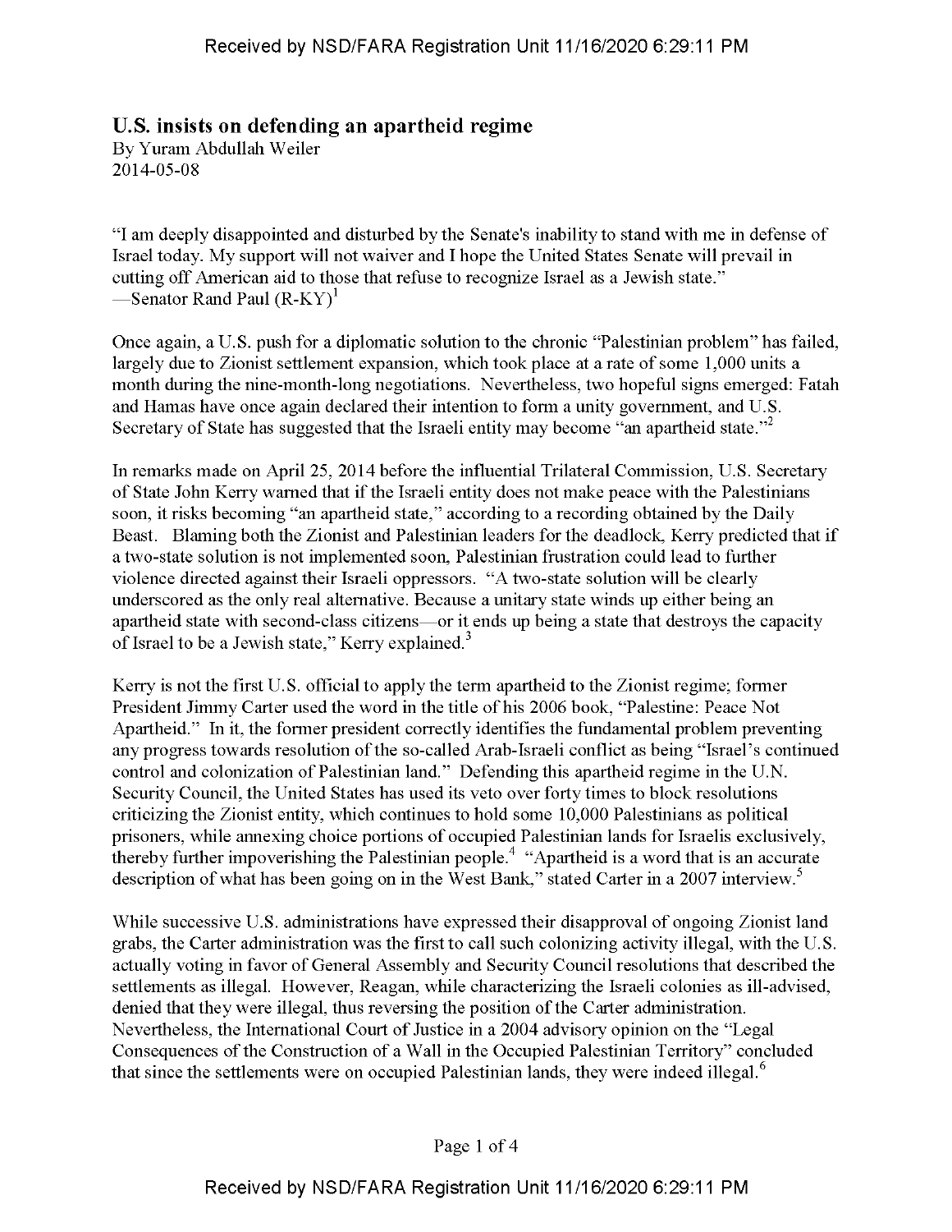# U.S. insists on defending an apartheid regime

By Yuram Abdullah Weiler
2014-05-08

"I am deeply disappointed and disturbed by the Senate's inability to stand with me in defense of Israel today. My support will not waiver and I hope the United States Senate will prevail in cutting off American aid to those that refuse to recognize Israel as a Jewish state."
—Senator Rand Paul (R-KY)[1]

Once again, a U.S. push for a diplomatic solution to the chronic "Palestinian problem" has failed, largely due to Zionist settlement expansion, which took place at a rate of some 1,000 units a month during the nine-month-long negotiations. Nevertheless, two hopeful signs emerged: Fatah and Hamas have once again declared their intention to form a unity government, and U.S. Secretary of State has suggested that the Israeli entity may become "an apartheid state."[2]

In remarks made on April 25, 2014 before the influential Trilateral Commission, U.S. Secretary of State John Kerry warned that if the Israeli entity does not make peace with the Palestinians soon, it risks becoming "an apartheid state," according to a recording obtained by the Daily Beast. Blaming both the Zionist and Palestinian leaders for the deadlock, Kerry predicted that if a two-state solution is not implemented soon, Palestinian frustration could lead to further violence directed against their Israeli oppressors. "A two-state solution will be clearly underscored as the only real alternative. Because a unitary state winds up either being an apartheid state with second-class citizens—or it ends up being a state that destroys the capacity of Israel to be a Jewish state," Kerry explained.[3]

Kerry is not the first U.S. official to apply the term apartheid to the Zionist regime; former President Jimmy Carter used the word in the title of his 2006 book, "Palestine: Peace Not Apartheid." In it, the former president correctly identifies the fundamental problem preventing any progress towards resolution of the so-called Arab-Israeli conflict as being "Israel's continued control and colonization of Palestinian land." Defending this apartheid regime in the U.N. Security Council, the United States has used its veto over forty times to block resolutions criticizing the Zionist entity, which continues to hold some 10,000 Palestinians as political prisoners, while annexing choice portions of occupied Palestinian lands for Israelis exclusively, thereby further impoverishing the Palestinian people.[4] "Apartheid is a word that is an accurate description of what has been going on in the West Bank," stated Carter in a 2007 interview.[5]

While successive U.S. administrations have expressed their disapproval of ongoing Zionist land grabs, the Carter administration was the first to call such colonizing activity illegal, with the U.S. actually voting in favor of General Assembly and Security Council resolutions that described the settlements as illegal. However, Reagan, while characterizing the Israeli colonies as ill-advised, denied that they were illegal, thus reversing the position of the Carter administration. Nevertheless, the International Court of Justice in a 2004 advisory opinion on the "Legal Consequences of the Construction of a Wall in the Occupied Palestinian Territory" concluded that since the settlements were on occupied Palestinian lands, they were indeed illegal.[6]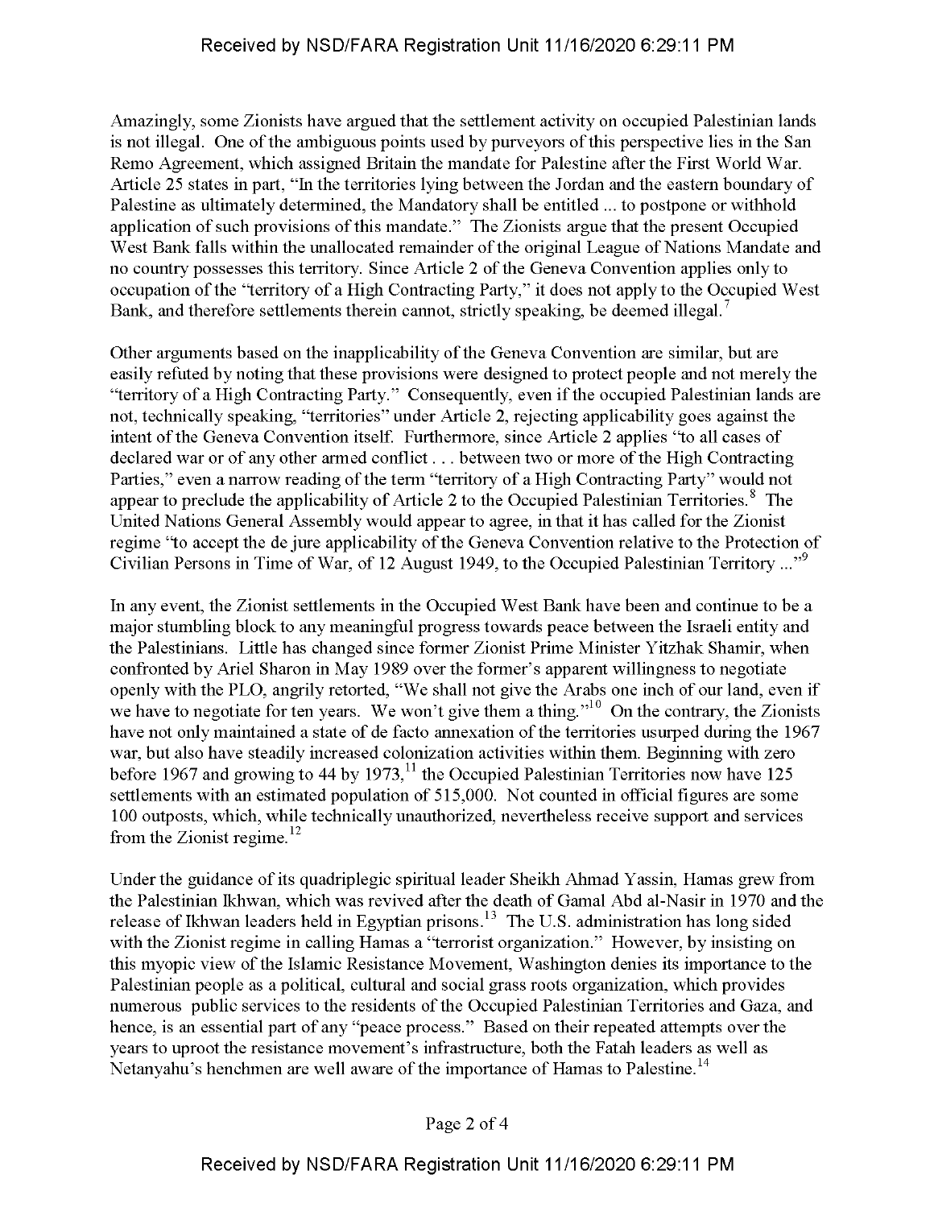Amazingly, some Zionists have argued that the settlement activity on occupied Palestinian lands is not illegal. One of the ambiguous points used by purveyors of this perspective lies in the San Remo Agreement, which assigned Britain the mandate for Palestine after the First World War. Article 25 states in part, "In the territories lying between the Jordan and the eastern boundary of Palestine as ultimately determined, the Mandatory shall be entitled ... to postpone or withhold application of such provisions of this mandate." The Zionists argue that the present Occupied West Bank falls within the unallocated remainder of the original League of Nations Mandate and no country possesses this territory. Since Article 2 of the Geneva Convention applies only to occupation of the "territory of a High Contracting Party," it does not apply to the Occupied West Bank, and therefore settlements therein cannot, strictly speaking, be deemed illegal.[7]

Other arguments based on the inapplicability of the Geneva Convention are similar, but are easily refuted by noting that these provisions were designed to protect people and not merely the "territory of a High Contracting Party." Consequently, even if the occupied Palestinian lands are not, technically speaking, "territories" under Article 2, rejecting applicability goes against the intent of the Geneva Convention itself. Furthermore, since Article 2 applies "to all cases of declared war or of any other armed conflict . . . between two or more of the High Contracting Parties," even a narrow reading of the term "territory of a High Contracting Party" would not appear to preclude the applicability of Article 2 to the Occupied Palestinian Territories.[8] The United Nations General Assembly would appear to agree, in that it has called for the Zionist regime "to accept the de jure applicability of the Geneva Convention relative to the Protection of Civilian Persons in Time of War, of 12 August 1949, to the Occupied Palestinian Territory ..."[9]

In any event, the Zionist settlements in the Occupied West Bank have been and continue to be a major stumbling block to any meaningful progress towards peace between the Israeli entity and the Palestinians. Little has changed since former Zionist Prime Minister Yitzhak Shamir, when confronted by Ariel Sharon in May 1989 over the former's apparent willingness to negotiate openly with the PLO, angrily retorted, "We shall not give the Arabs one inch of our land, even if we have to negotiate for ten years. We won't give them a thing."[10] On the contrary, the Zionists have not only maintained a state of de facto annexation of the territories usurped during the 1967 war, but also have steadily increased colonization activities within them. Beginning with zero before 1967 and growing to 44 by 1973,[11] the Occupied Palestinian Territories now have 125 settlements with an estimated population of 515,000. Not counted in official figures are some 100 outposts, which, while technically unauthorized, nevertheless receive support and services from the Zionist regime.[12]

Under the guidance of its quadriplegic spiritual leader Sheikh Ahmad Yassin, Hamas grew from the Palestinian Ikhwan, which was revived after the death of Gamal Abd al-Nasir in 1970 and the release of Ikhwan leaders held in Egyptian prisons.[13] The U.S. administration has long sided with the Zionist regime in calling Hamas a "terrorist organization." However, by insisting on this myopic view of the Islamic Resistance Movement, Washington denies its importance to the Palestinian people as a political, cultural and social grass roots organization, which provides numerous public services to the residents of the Occupied Palestinian Territories and Gaza, and hence, is an essential part of any "peace process." Based on their repeated attempts over the years to uproot the resistance movement's infrastructure, both the Fatah leaders as well as Netanyahu's henchmen are well aware of the importance of Hamas to Palestine.[14]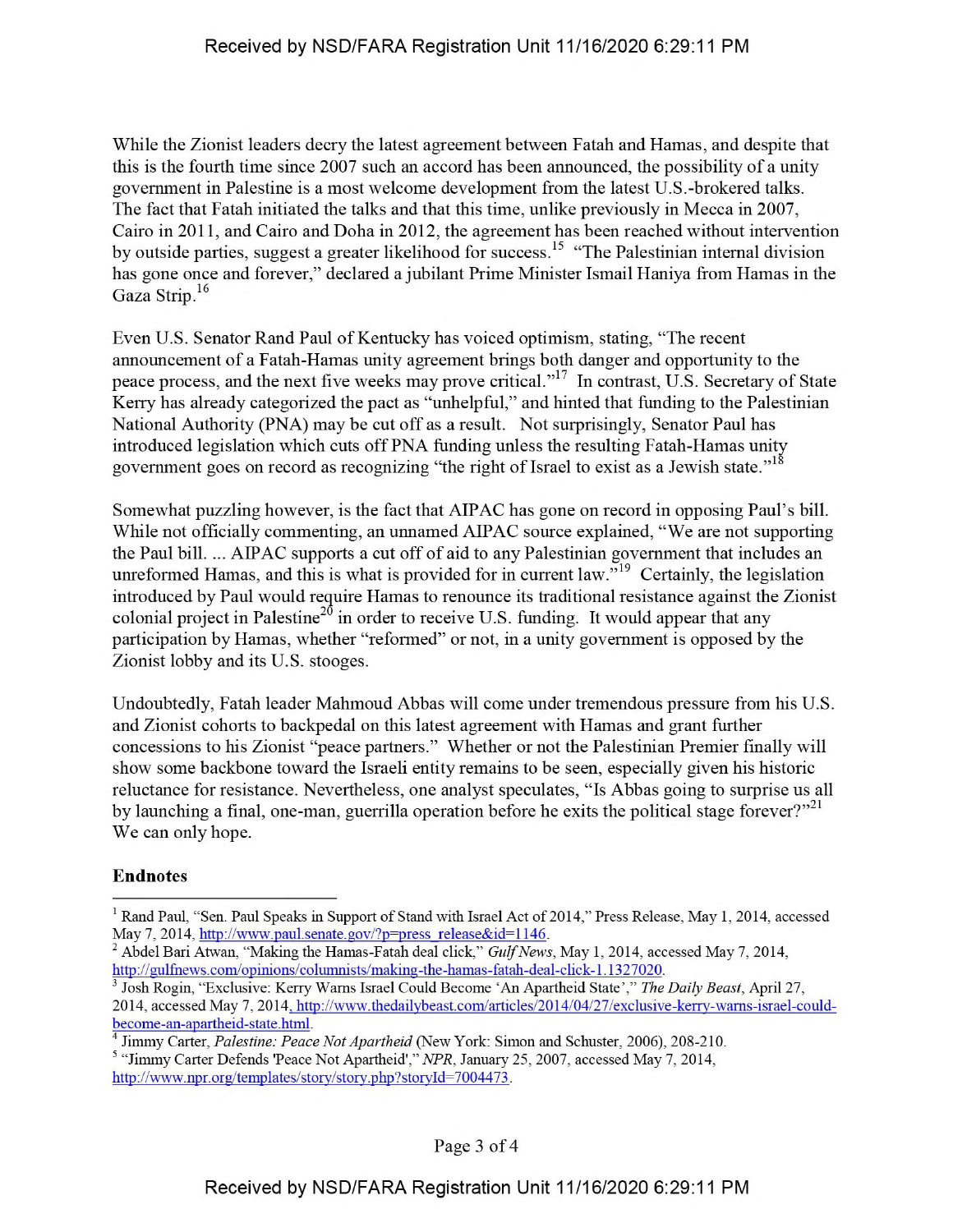While the Zionist leaders decry the latest agreement between Fatah and Hamas, and despite that this is the fourth time since 2007 such an accord has been announced, the possibility of a unity government in Palestine is a most welcome development from the latest U.S.-brokered talks. The fact that Fatah initiated the talks and that this time, unlike previously in Mecca in 2007, Cairo in 2011, and Cairo and Doha in 2012, the agreement has been reached without intervention by outside parties, suggest a greater likelihood for success.[15] "The Palestinian internal division has gone once and forever," declared a jubilant Prime Minister Ismail Haniya from Hamas in the Gaza Strip.[16]

Even U.S. Senator Rand Paul of Kentucky has voiced optimism, stating, "The recent announcement of a Fatah-Hamas unity agreement brings both danger and opportunity to the peace process, and the next five weeks may prove critical."[17] In contrast, U.S. Secretary of State Kerry has already categorized the pact as "unhelpful," and hinted that funding to the Palestinian National Authority (PNA) may be cut off as a result. Not surprisingly, Senator Paul has introduced legislation which cuts off PNA funding unless the resulting Fatah-Hamas unity government goes on record as recognizing "the right of Israel to exist as a Jewish state."[18]

Somewhat puzzling however, is the fact that AIPAC has gone on record in opposing Paul's bill. While not officially commenting, an unnamed AIPAC source explained, "We are not supporting the Paul bill. ... AIPAC supports a cut off of aid to any Palestinian government that includes an unreformed Hamas, and this is what is provided for in current law."[19] Certainly, the legislation introduced by Paul would require Hamas to renounce its traditional resistance against the Zionist colonial project in Palestine[20] in order to receive U.S. funding. It would appear that any participation by Hamas, whether "reformed" or not, in a unity government is opposed by the Zionist lobby and its U.S. stooges.

Undoubtedly, Fatah leader Mahmoud Abbas will come under tremendous pressure from his U.S. and Zionist cohorts to backpedal on this latest agreement with Hamas and grant further concessions to his Zionist "peace partners." Whether or not the Palestinian Premier finally will show some backbone toward the Israeli entity remains to be seen, especially given his historic reluctance for resistance. Nevertheless, one analyst speculates, "Is Abbas going to surprise us all by launching a final, one-man, guerrilla operation before he exits the political stage forever?"[21] We can only hope.

**Endnotes**

---

[1] Rand Paul, "Sen. Paul Speaks in Support of Stand with Israel Act of 2014," Press Release, May 1, 2014, accessed May 7, 2014, http://www.paul.senate.gov/?p=press_release&id=1146.

[2] Abdel Bari Atwan, "Making the Hamas-Fatah deal click," *Gulf News*, May 1, 2014, accessed May 7, 2014, http://gulfnews.com/opinions/columnists/making-the-hamas-fatah-deal-click-1.1327020.

[3] Josh Rogin, "Exclusive: Kerry Warns Israel Could Become 'An Apartheid State'," *The Daily Beast*, April 27, 2014, accessed May 7, 2014, http://www.thedailybeast.com/articles/2014/04/27/exclusive-kerry-warns-israel-could-become-an-apartheid-state.html.

[4] Jimmy Carter, *Palestine: Peace Not Apartheid* (New York: Simon and Schuster, 2006), 208-210.

[5] "Jimmy Carter Defends 'Peace Not Apartheid'," *NPR*, January 25, 2007, accessed May 7, 2014, http://www.npr.org/templates/story/story.php?storyId=7004473.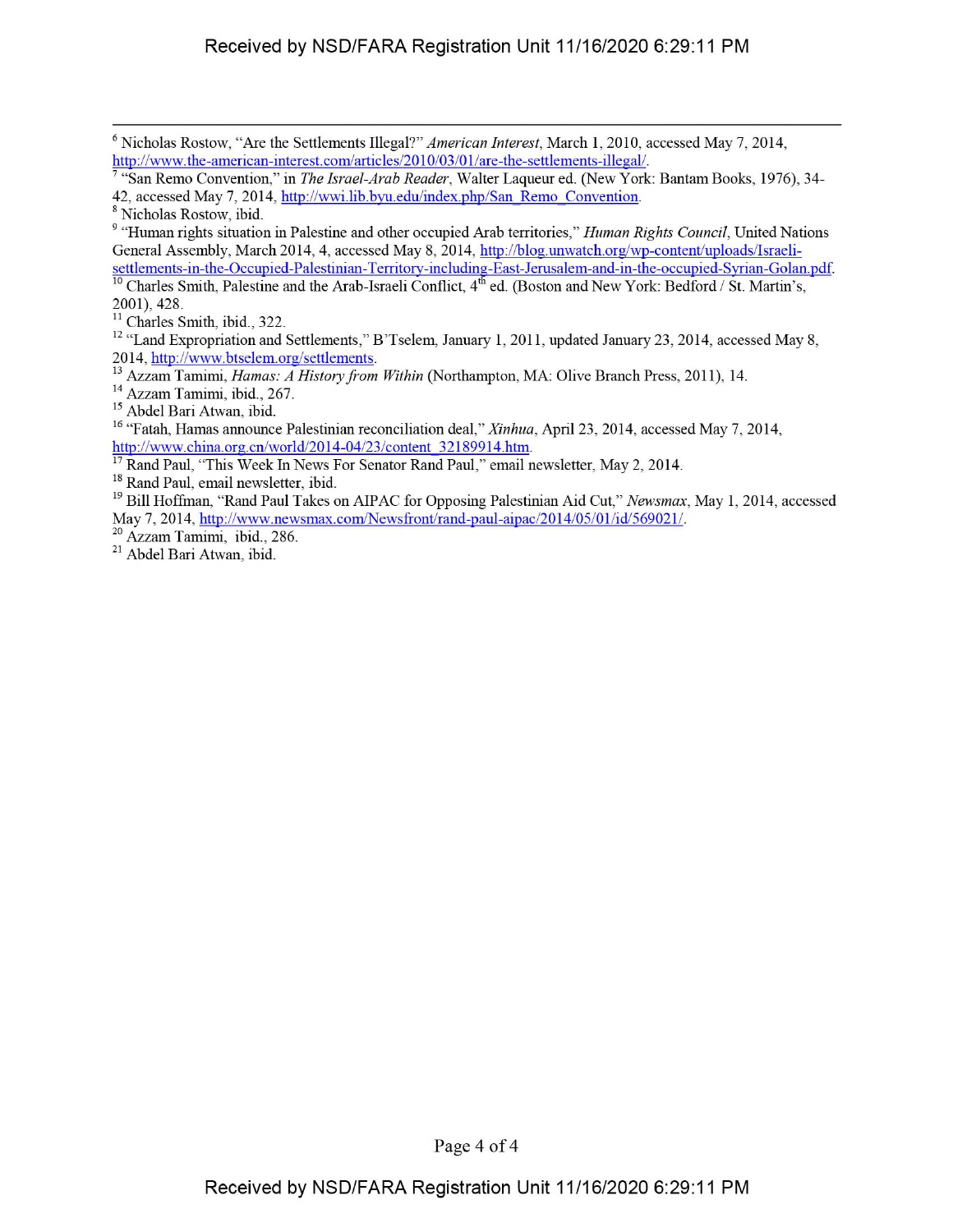[6] Nicholas Rostow, "Are the Settlements Illegal?" *American Interest*, March 1, 2010, accessed May 7, 2014, http://www.the-american-interest.com/articles/2010/03/01/are-the-settlements-illegal/.

[7] "San Remo Convention," in *The Israel-Arab Reader*, Walter Laqueur ed. (New York: Bantam Books, 1976), 34-42, accessed May 7, 2014, http://wwi.lib.byu.edu/index.php/San_Remo_Convention.

[8] Nicholas Rostow, ibid.

[9] "Human rights situation in Palestine and other occupied Arab territories," *Human Rights Council*, United Nations General Assembly, March 2014, 4, accessed May 8, 2014, http://blog.unwatch.org/wp-content/uploads/Israeli-settlements-in-the-Occupied-Palestinian-Territory-including-East-Jerusalem-and-in-the-occupied-Syrian-Golan.pdf.

[10] Charles Smith, Palestine and the Arab-Israeli Conflict, 4th ed. (Boston and New York: Bedford / St. Martin's, 2001), 428.

[11] Charles Smith, ibid., 322.

[12] "Land Expropriation and Settlements," B'Tselem, January 1, 2011, updated January 23, 2014, accessed May 8, 2014, http://www.btselem.org/settlements.

[13] Azzam Tamimi, *Hamas: A History from Within* (Northampton, MA: Olive Branch Press, 2011), 14.

[14] Azzam Tamimi, ibid., 267.

[15] Abdel Bari Atwan, ibid.

[16] "Fatah, Hamas announce Palestinian reconciliation deal," *Xinhua*, April 23, 2014, accessed May 7, 2014, http://www.china.org.cn/world/2014-04/23/content_32189914.htm.

[17] Rand Paul, "This Week In News For Senator Rand Paul," email newsletter, May 2, 2014.

[18] Rand Paul, email newsletter, ibid.

[19] Bill Hoffman, "Rand Paul Takes on AIPAC for Opposing Palestinian Aid Cut," *Newsmax*, May 1, 2014, accessed May 7, 2014, http://www.newsmax.com/Newsfront/rand-paul-aipac/2014/05/01/id/569021/.

[20] Azzam Tamimi, ibid., 286.

[21] Abdel Bari Atwan, ibid.